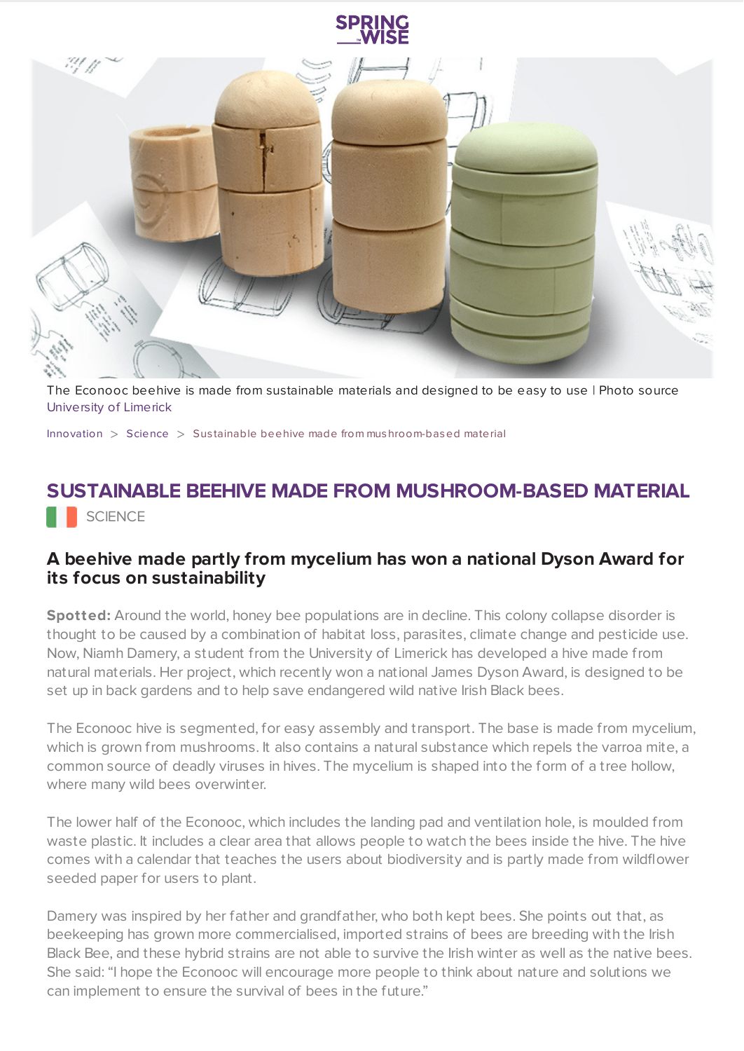The Econooc beehive is made from sustainable materials and designed to be easy to use | Photo source University of Limerick

Innovation > Science > Sustainable beehive made from mushroom-based material

# SUSTAINABLE BEEHIVE MADE FROM MUSHROOM-BASED MATERIAL

SCIENCE

## A beehive made partly from mycelium has won a national Dyson Award for its focus on sustainability

**Spotted:** Around the world, honey bee populations are in decline. This colony collapse disorder is thought to be caused by a combination of habitat loss, parasites, climate change and pesticide use. Now, Niamh Damery, a student from the University of Limerick has developed a hive made from natural materials. Her project, which recently won a national James Dyson Award, is designed to be set up in back gardens and to help save endangered wild native Irish Black bees.

The Econooc hive is segmented, for easy assembly and transport. The base is made from mycelium, which is grown from mushrooms. It also contains a natural substance which repels the varroa mite, a common source of deadly viruses in hives. The mycelium is shaped into the form of a tree hollow, where many wild bees overwinter.

The lower half of the Econooc, which includes the landing pad and ventilation hole, is moulded from waste plastic. It includes a clear area that allows people to watch the bees inside the hive. The hive comes with a calendar that teaches the users about biodiversity and is partly made from wildflower seeded paper for users to plant.

Damery was inspired by her father and grandfather, who both kept bees. She points out that, as beekeeping has grown more commercialised, imported strains of bees are breeding with the Irish Black Bee, and these hybrid strains are not able to survive the Irish winter as well as the native bees. She said: "I hope the Econooc will encourage more people to think about nature and solutions we can implement to ensure the survival of bees in the future."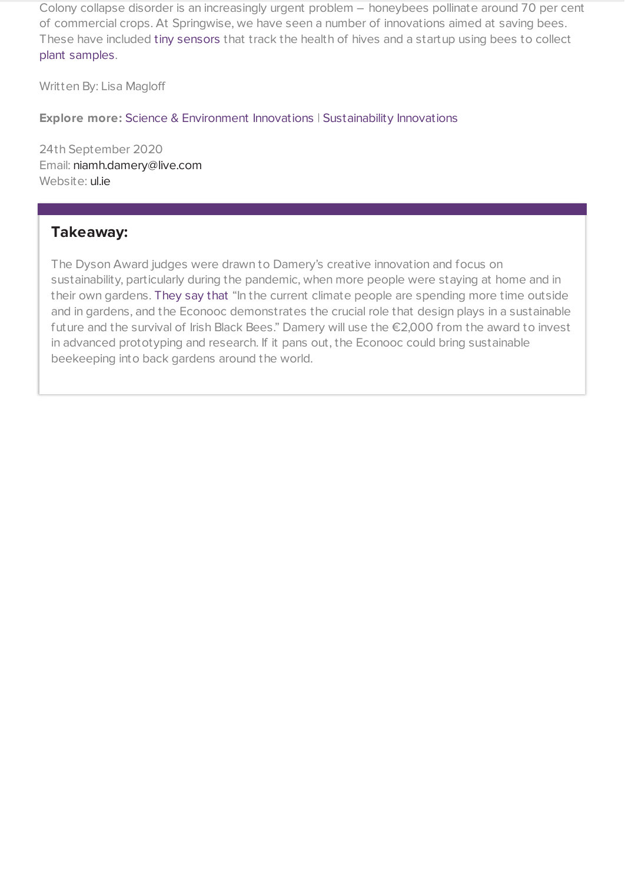Colony collapse disorder is an increasingly urgent problem – honeybees pollinate around 70 per cent of commercial crops. At Springwise, we have seen a number of innovations aimed at saving bees. These have included tiny sensors that track the health of hives and a startup using bees to collect plant samples.

Written By: Lisa Magloff

**Explore more:** Science & Environment Innovations | Sustainability Innovations

24th September 2020
Email: niamh.damery@live.com
Website: ul.ie

## Takeaway:

The Dyson Award judges were drawn to Damery's creative innovation and focus on sustainability, particularly during the pandemic, when more people were staying at home and in their own gardens. They say that "In the current climate people are spending more time outside and in gardens, and the Econooc demonstrates the crucial role that design plays in a sustainable future and the survival of Irish Black Bees." Damery will use the €2,000 from the award to invest in advanced prototyping and research. If it pans out, the Econooc could bring sustainable beekeeping into back gardens around the world.